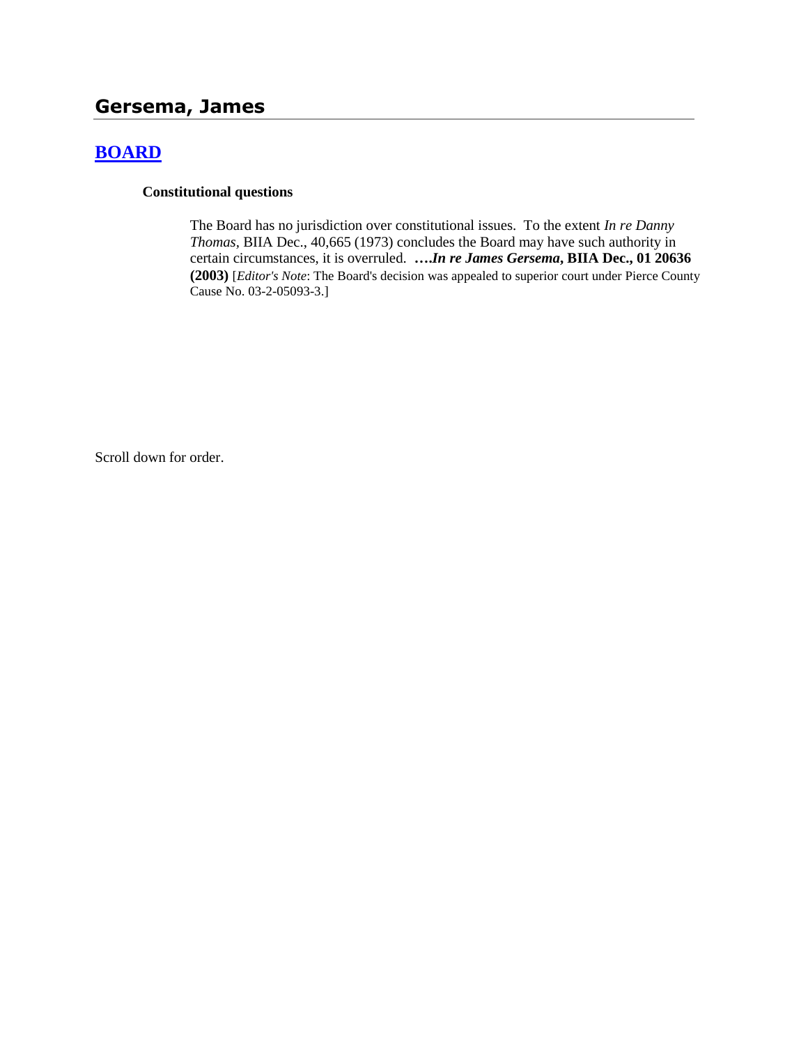## Gersema, James

### BOARD

**Constitutional questions**

The Board has no jurisdiction over constitutional issues. To the extent *In re Danny Thomas*, BIIA Dec., 40,665 (1973) concludes the Board may have such authority in certain circumstances, it is overruled. **….*In re James Gersema*, BIIA Dec., 01 20636 (2003)** [*Editor's Note*: The Board's decision was appealed to superior court under Pierce County Cause No. 03-2-05093-3.]

Scroll down for order.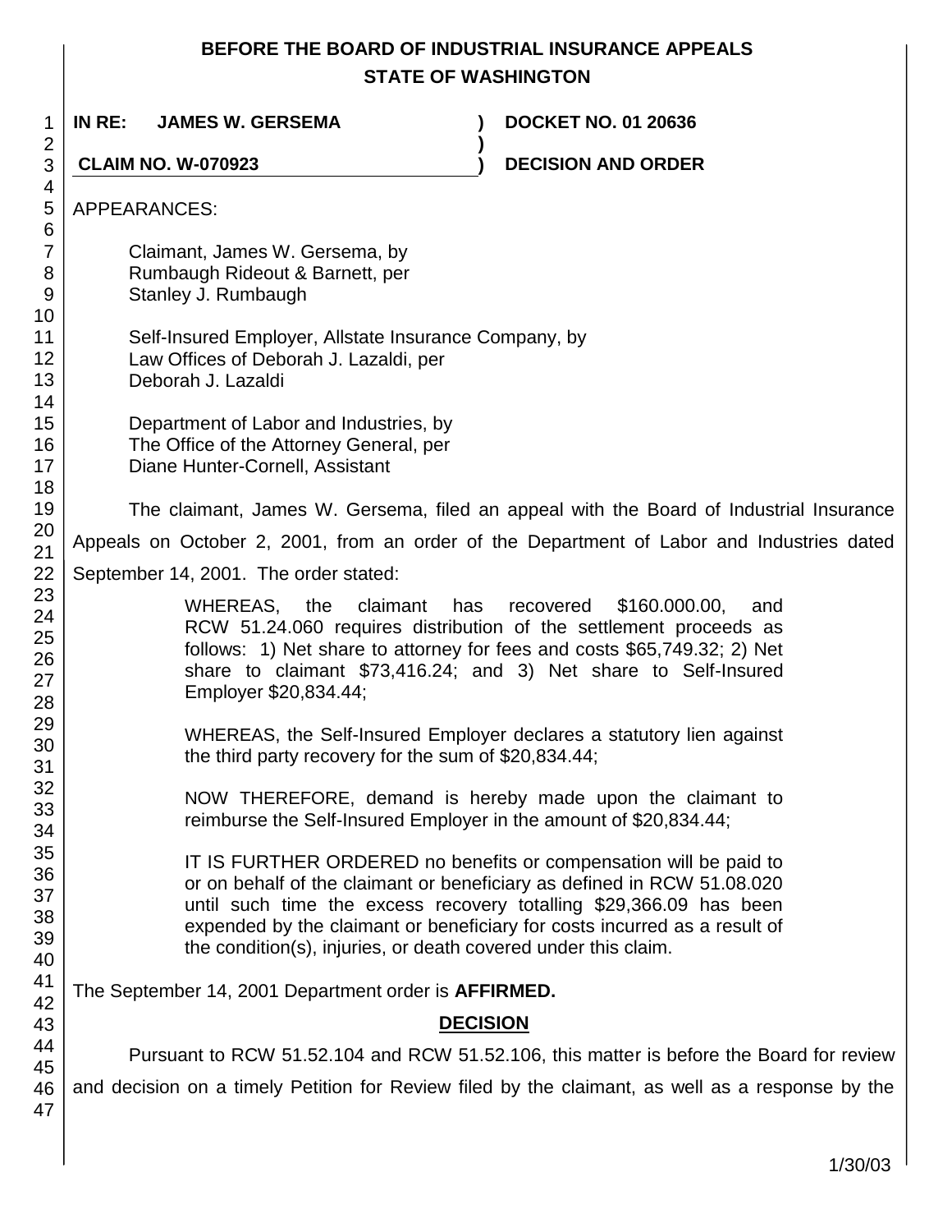# BEFORE THE BOARD OF INDUSTRIAL INSURANCE APPEALS
# STATE OF WASHINGTON

**IN RE: JAMES W. GERSEMA** ) **DOCKET NO. 01 20636**

**CLAIM NO. W-070923** ) **DECISION AND ORDER**

APPEARANCES:

Claimant, James W. Gersema, by
Rumbaugh Rideout & Barnett, per
Stanley J. Rumbaugh

Self-Insured Employer, Allstate Insurance Company, by
Law Offices of Deborah J. Lazaldi, per
Deborah J. Lazaldi

Department of Labor and Industries, by
The Office of the Attorney General, per
Diane Hunter-Cornell, Assistant

The claimant, James W. Gersema, filed an appeal with the Board of Industrial Insurance Appeals on October 2, 2001, from an order of the Department of Labor and Industries dated September 14, 2001. The order stated:

> WHEREAS, the claimant has recovered $160.000.00, and RCW 51.24.060 requires distribution of the settlement proceeds as follows: 1) Net share to attorney for fees and costs $65,749.32; 2) Net share to claimant $73,416.24; and 3) Net share to Self-Insured Employer $20,834.44;
>
> WHEREAS, the Self-Insured Employer declares a statutory lien against the third party recovery for the sum of $20,834.44;
>
> NOW THEREFORE, demand is hereby made upon the claimant to reimburse the Self-Insured Employer in the amount of $20,834.44;
>
> IT IS FURTHER ORDERED no benefits or compensation will be paid to or on behalf of the claimant or beneficiary as defined in RCW 51.08.020 until such time the excess recovery totalling $29,366.09 has been expended by the claimant or beneficiary for costs incurred as a result of the condition(s), injuries, or death covered under this claim.

The September 14, 2001 Department order is **AFFIRMED.**

## DECISION

Pursuant to RCW 51.52.104 and RCW 51.52.106, this matter is before the Board for review and decision on a timely Petition for Review filed by the claimant, as well as a response by the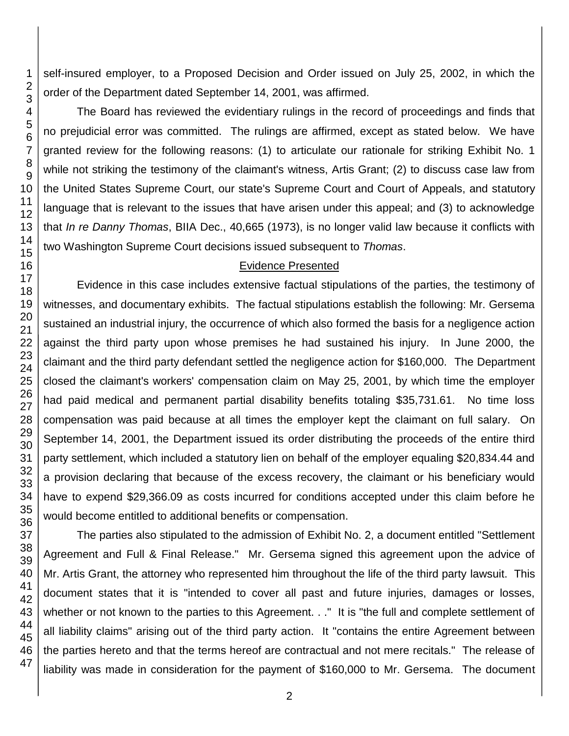self-insured employer, to a Proposed Decision and Order issued on July 25, 2002, in which the order of the Department dated September 14, 2001, was affirmed.

The Board has reviewed the evidentiary rulings in the record of proceedings and finds that no prejudicial error was committed. The rulings are affirmed, except as stated below. We have granted review for the following reasons: (1) to articulate our rationale for striking Exhibit No. 1 while not striking the testimony of the claimant's witness, Artis Grant; (2) to discuss case law from the United States Supreme Court, our state's Supreme Court and Court of Appeals, and statutory language that is relevant to the issues that have arisen under this appeal; and (3) to acknowledge that *In re Danny Thomas*, BIIA Dec., 40,665 (1973), is no longer valid law because it conflicts with two Washington Supreme Court decisions issued subsequent to *Thomas*.

## Evidence Presented

Evidence in this case includes extensive factual stipulations of the parties, the testimony of witnesses, and documentary exhibits. The factual stipulations establish the following: Mr. Gersema sustained an industrial injury, the occurrence of which also formed the basis for a negligence action against the third party upon whose premises he had sustained his injury. In June 2000, the claimant and the third party defendant settled the negligence action for $160,000. The Department closed the claimant's workers' compensation claim on May 25, 2001, by which time the employer had paid medical and permanent partial disability benefits totaling $35,731.61. No time loss compensation was paid because at all times the employer kept the claimant on full salary. On September 14, 2001, the Department issued its order distributing the proceeds of the entire third party settlement, which included a statutory lien on behalf of the employer equaling $20,834.44 and a provision declaring that because of the excess recovery, the claimant or his beneficiary would have to expend $29,366.09 as costs incurred for conditions accepted under this claim before he would become entitled to additional benefits or compensation.

The parties also stipulated to the admission of Exhibit No. 2, a document entitled "Settlement Agreement and Full & Final Release." Mr. Gersema signed this agreement upon the advice of Mr. Artis Grant, the attorney who represented him throughout the life of the third party lawsuit. This document states that it is "intended to cover all past and future injuries, damages or losses, whether or not known to the parties to this Agreement. . ." It is "the full and complete settlement of all liability claims" arising out of the third party action. It "contains the entire Agreement between the parties hereto and that the terms hereof are contractual and not mere recitals." The release of liability was made in consideration for the payment of $160,000 to Mr. Gersema. The document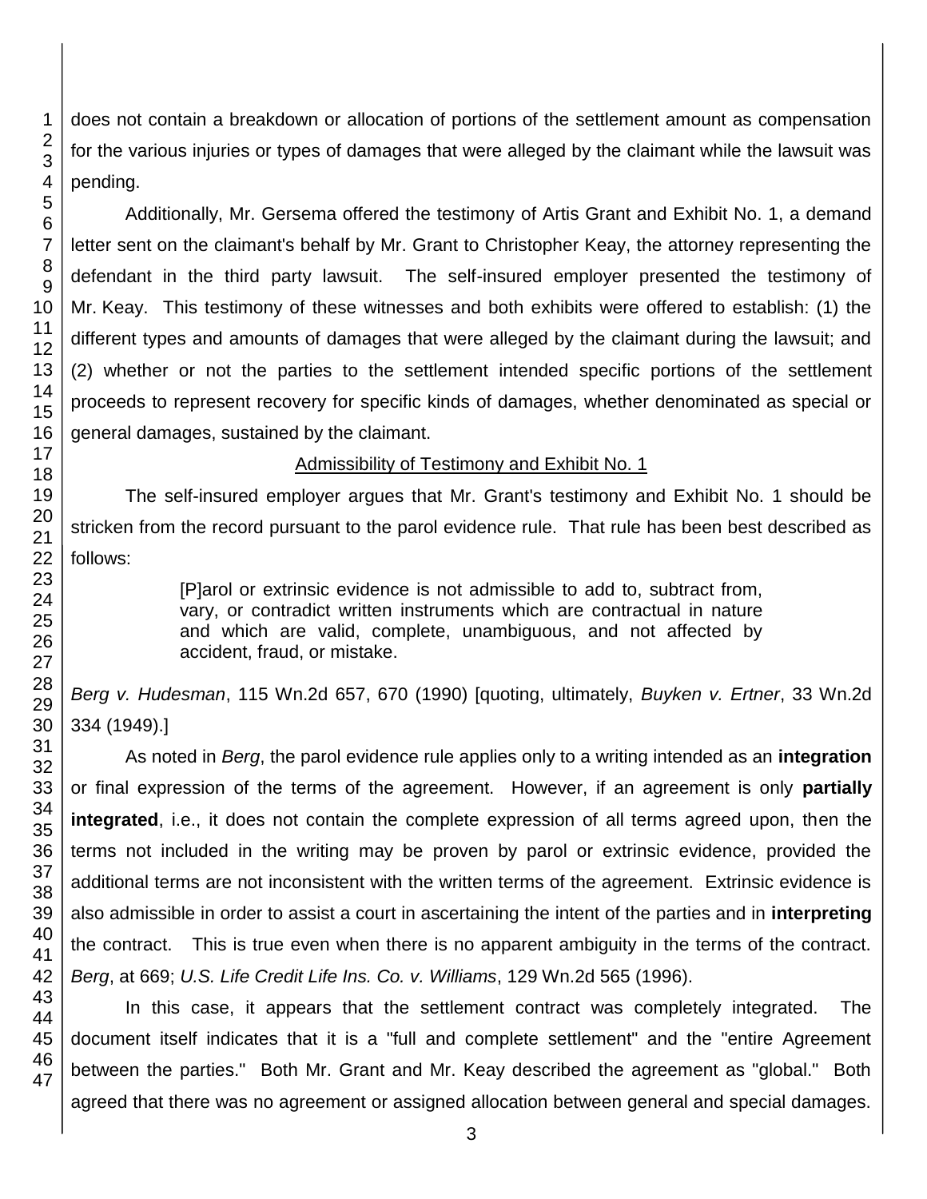does not contain a breakdown or allocation of portions of the settlement amount as compensation for the various injuries or types of damages that were alleged by the claimant while the lawsuit was pending.

Additionally, Mr. Gersema offered the testimony of Artis Grant and Exhibit No. 1, a demand letter sent on the claimant's behalf by Mr. Grant to Christopher Keay, the attorney representing the defendant in the third party lawsuit. The self-insured employer presented the testimony of Mr. Keay. This testimony of these witnesses and both exhibits were offered to establish: (1) the different types and amounts of damages that were alleged by the claimant during the lawsuit; and (2) whether or not the parties to the settlement intended specific portions of the settlement proceeds to represent recovery for specific kinds of damages, whether denominated as special or general damages, sustained by the claimant.

Admissibility of Testimony and Exhibit No. 1

The self-insured employer argues that Mr. Grant's testimony and Exhibit No. 1 should be stricken from the record pursuant to the parol evidence rule. That rule has been best described as follows:

> [P]arol or extrinsic evidence is not admissible to add to, subtract from, vary, or contradict written instruments which are contractual in nature and which are valid, complete, unambiguous, and not affected by accident, fraud, or mistake.

*Berg v. Hudesman*, 115 Wn.2d 657, 670 (1990) [quoting, ultimately, *Buyken v. Ertner*, 33 Wn.2d 334 (1949).]

As noted in *Berg*, the parol evidence rule applies only to a writing intended as an **integration** or final expression of the terms of the agreement. However, if an agreement is only **partially integrated**, i.e., it does not contain the complete expression of all terms agreed upon, then the terms not included in the writing may be proven by parol or extrinsic evidence, provided the additional terms are not inconsistent with the written terms of the agreement. Extrinsic evidence is also admissible in order to assist a court in ascertaining the intent of the parties and in **interpreting** the contract. This is true even when there is no apparent ambiguity in the terms of the contract. *Berg*, at 669; *U.S. Life Credit Life Ins. Co. v. Williams*, 129 Wn.2d 565 (1996).

In this case, it appears that the settlement contract was completely integrated. The document itself indicates that it is a "full and complete settlement" and the "entire Agreement between the parties." Both Mr. Grant and Mr. Keay described the agreement as "global." Both agreed that there was no agreement or assigned allocation between general and special damages.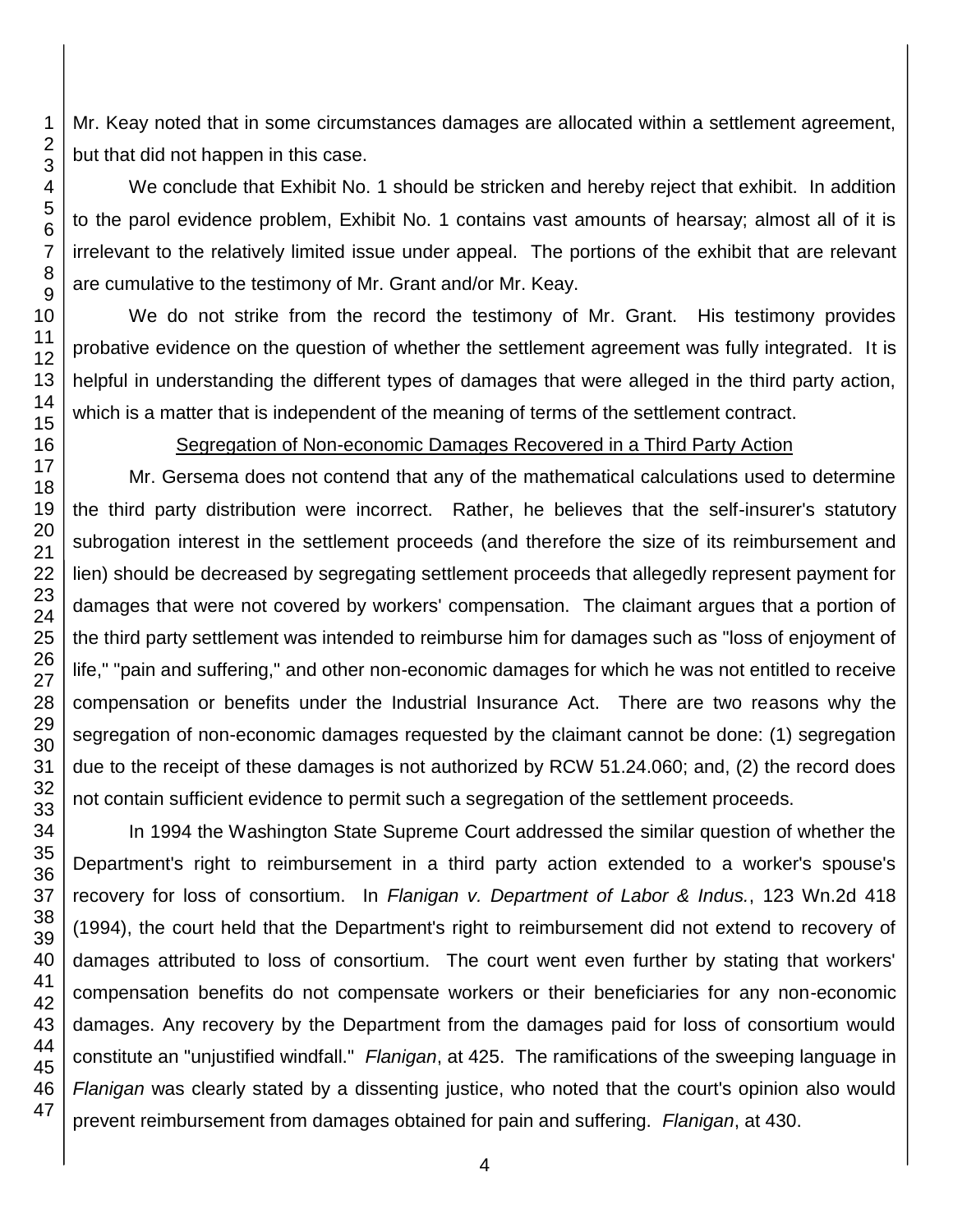Mr. Keay noted that in some circumstances damages are allocated within a settlement agreement, but that did not happen in this case.

We conclude that Exhibit No. 1 should be stricken and hereby reject that exhibit. In addition to the parol evidence problem, Exhibit No. 1 contains vast amounts of hearsay; almost all of it is irrelevant to the relatively limited issue under appeal. The portions of the exhibit that are relevant are cumulative to the testimony of Mr. Grant and/or Mr. Keay.

We do not strike from the record the testimony of Mr. Grant. His testimony provides probative evidence on the question of whether the settlement agreement was fully integrated. It is helpful in understanding the different types of damages that were alleged in the third party action, which is a matter that is independent of the meaning of terms of the settlement contract.

## Segregation of Non-economic Damages Recovered in a Third Party Action

Mr. Gersema does not contend that any of the mathematical calculations used to determine the third party distribution were incorrect. Rather, he believes that the self-insurer's statutory subrogation interest in the settlement proceeds (and therefore the size of its reimbursement and lien) should be decreased by segregating settlement proceeds that allegedly represent payment for damages that were not covered by workers' compensation. The claimant argues that a portion of the third party settlement was intended to reimburse him for damages such as "loss of enjoyment of life," "pain and suffering," and other non-economic damages for which he was not entitled to receive compensation or benefits under the Industrial Insurance Act. There are two reasons why the segregation of non-economic damages requested by the claimant cannot be done: (1) segregation due to the receipt of these damages is not authorized by RCW 51.24.060; and, (2) the record does not contain sufficient evidence to permit such a segregation of the settlement proceeds.

In 1994 the Washington State Supreme Court addressed the similar question of whether the Department's right to reimbursement in a third party action extended to a worker's spouse's recovery for loss of consortium. In *Flanigan v. Department of Labor & Indus.*, 123 Wn.2d 418 (1994), the court held that the Department's right to reimbursement did not extend to recovery of damages attributed to loss of consortium. The court went even further by stating that workers' compensation benefits do not compensate workers or their beneficiaries for any non-economic damages. Any recovery by the Department from the damages paid for loss of consortium would constitute an "unjustified windfall." *Flanigan*, at 425. The ramifications of the sweeping language in *Flanigan* was clearly stated by a dissenting justice, who noted that the court's opinion also would prevent reimbursement from damages obtained for pain and suffering. *Flanigan*, at 430.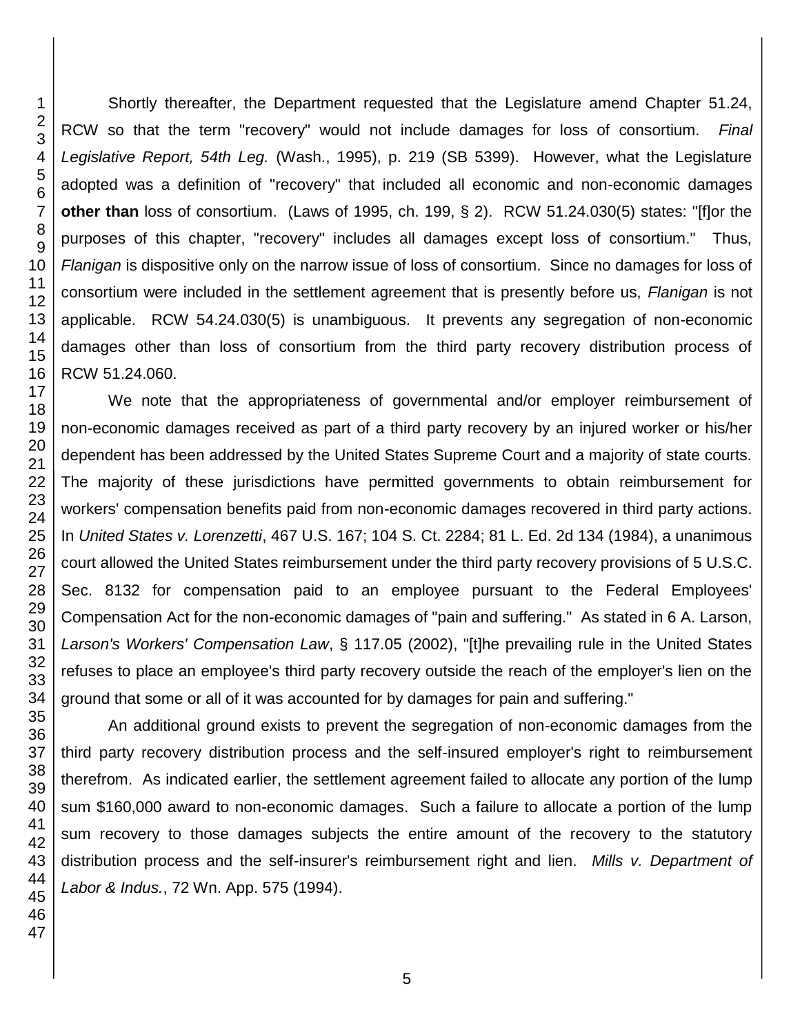Shortly thereafter, the Department requested that the Legislature amend Chapter 51.24, RCW so that the term "recovery" would not include damages for loss of consortium. *Final Legislative Report, 54th Leg.* (Wash., 1995), p. 219 (SB 5399). However, what the Legislature adopted was a definition of "recovery" that included all economic and non-economic damages **other than** loss of consortium. (Laws of 1995, ch. 199, § 2). RCW 51.24.030(5) states: "[f]or the purposes of this chapter, "recovery" includes all damages except loss of consortium." Thus, *Flanigan* is dispositive only on the narrow issue of loss of consortium. Since no damages for loss of consortium were included in the settlement agreement that is presently before us, *Flanigan* is not applicable. RCW 54.24.030(5) is unambiguous. It prevents any segregation of non-economic damages other than loss of consortium from the third party recovery distribution process of RCW 51.24.060.

We note that the appropriateness of governmental and/or employer reimbursement of non-economic damages received as part of a third party recovery by an injured worker or his/her dependent has been addressed by the United States Supreme Court and a majority of state courts. The majority of these jurisdictions have permitted governments to obtain reimbursement for workers' compensation benefits paid from non-economic damages recovered in third party actions. In *United States v. Lorenzetti*, 467 U.S. 167; 104 S. Ct. 2284; 81 L. Ed. 2d 134 (1984), a unanimous court allowed the United States reimbursement under the third party recovery provisions of 5 U.S.C. Sec. 8132 for compensation paid to an employee pursuant to the Federal Employees' Compensation Act for the non-economic damages of "pain and suffering." As stated in 6 A. Larson, *Larson's Workers' Compensation Law*, § 117.05 (2002), "[t]he prevailing rule in the United States refuses to place an employee's third party recovery outside the reach of the employer's lien on the ground that some or all of it was accounted for by damages for pain and suffering."

An additional ground exists to prevent the segregation of non-economic damages from the third party recovery distribution process and the self-insured employer's right to reimbursement therefrom. As indicated earlier, the settlement agreement failed to allocate any portion of the lump sum $160,000 award to non-economic damages. Such a failure to allocate a portion of the lump sum recovery to those damages subjects the entire amount of the recovery to the statutory distribution process and the self-insurer's reimbursement right and lien. *Mills v. Department of Labor & Indus.*, 72 Wn. App. 575 (1994).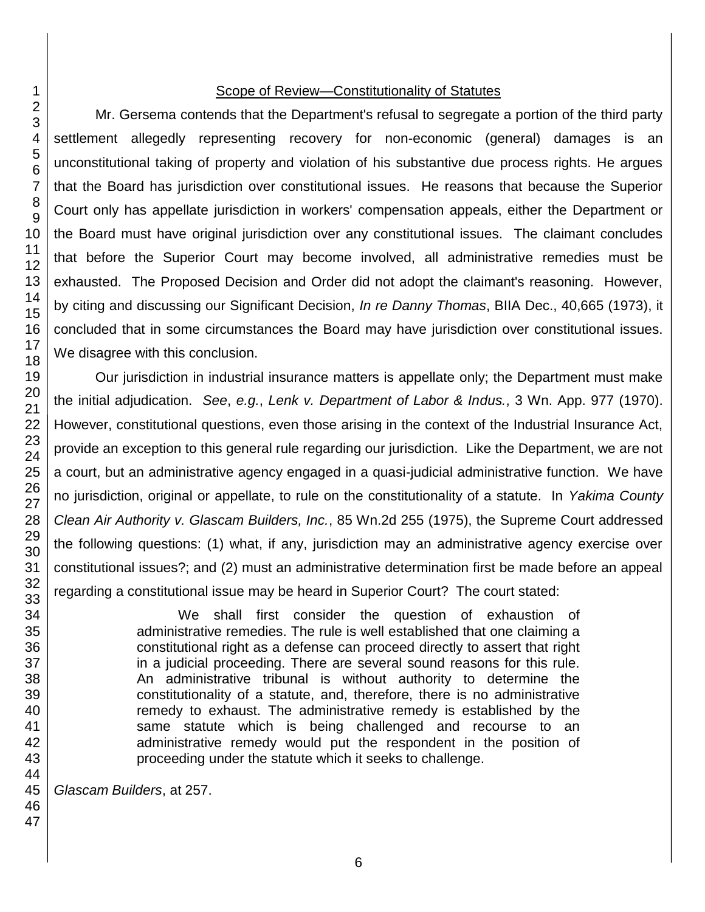<u>Scope of Review—Constitutionality of Statutes</u>

Mr. Gersema contends that the Department's refusal to segregate a portion of the third party settlement allegedly representing recovery for non-economic (general) damages is an unconstitutional taking of property and violation of his substantive due process rights. He argues that the Board has jurisdiction over constitutional issues. He reasons that because the Superior Court only has appellate jurisdiction in workers' compensation appeals, either the Department or the Board must have original jurisdiction over any constitutional issues. The claimant concludes that before the Superior Court may become involved, all administrative remedies must be exhausted. The Proposed Decision and Order did not adopt the claimant's reasoning. However, by citing and discussing our Significant Decision, *In re Danny Thomas*, BIIA Dec., 40,665 (1973), it concluded that in some circumstances the Board may have jurisdiction over constitutional issues. We disagree with this conclusion.

Our jurisdiction in industrial insurance matters is appellate only; the Department must make the initial adjudication. *See*, *e.g.*, *Lenk v. Department of Labor & Indus.*, 3 Wn. App. 977 (1970). However, constitutional questions, even those arising in the context of the Industrial Insurance Act, provide an exception to this general rule regarding our jurisdiction. Like the Department, we are not a court, but an administrative agency engaged in a quasi-judicial administrative function. We have no jurisdiction, original or appellate, to rule on the constitutionality of a statute. In *Yakima County Clean Air Authority v. Glascam Builders, Inc.*, 85 Wn.2d 255 (1975), the Supreme Court addressed the following questions: (1) what, if any, jurisdiction may an administrative agency exercise over constitutional issues?; and (2) must an administrative determination first be made before an appeal regarding a constitutional issue may be heard in Superior Court? The court stated:

> We shall first consider the question of exhaustion of administrative remedies. The rule is well established that one claiming a constitutional right as a defense can proceed directly to assert that right in a judicial proceeding. There are several sound reasons for this rule. An administrative tribunal is without authority to determine the constitutionality of a statute, and, therefore, there is no administrative remedy to exhaust. The administrative remedy is established by the same statute which is being challenged and recourse to an administrative remedy would put the respondent in the position of proceeding under the statute which it seeks to challenge.

*Glascam Builders*, at 257.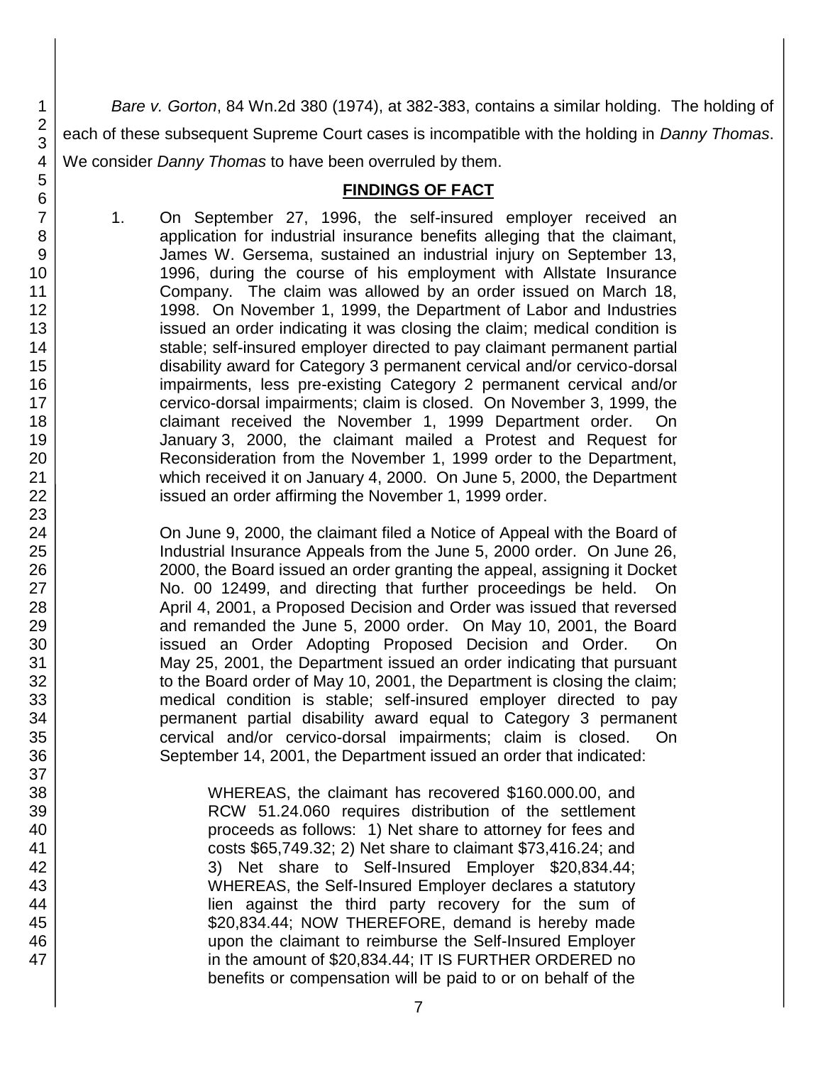*Bare v. Gorton*, 84 Wn.2d 380 (1974), at 382-383, contains a similar holding. The holding of each of these subsequent Supreme Court cases is incompatible with the holding in *Danny Thomas*. We consider *Danny Thomas* to have been overruled by them.

## FINDINGS OF FACT

1. On September 27, 1996, the self-insured employer received an application for industrial insurance benefits alleging that the claimant, James W. Gersema, sustained an industrial injury on September 13, 1996, during the course of his employment with Allstate Insurance Company. The claim was allowed by an order issued on March 18, 1998. On November 1, 1999, the Department of Labor and Industries issued an order indicating it was closing the claim; medical condition is stable; self-insured employer directed to pay claimant permanent partial disability award for Category 3 permanent cervical and/or cervico-dorsal impairments, less pre-existing Category 2 permanent cervical and/or cervico-dorsal impairments; claim is closed. On November 3, 1999, the claimant received the November 1, 1999 Department order. On January 3, 2000, the claimant mailed a Protest and Request for Reconsideration from the November 1, 1999 order to the Department, which received it on January 4, 2000. On June 5, 2000, the Department issued an order affirming the November 1, 1999 order.

   On June 9, 2000, the claimant filed a Notice of Appeal with the Board of Industrial Insurance Appeals from the June 5, 2000 order. On June 26, 2000, the Board issued an order granting the appeal, assigning it Docket No. 00 12499, and directing that further proceedings be held. On April 4, 2001, a Proposed Decision and Order was issued that reversed and remanded the June 5, 2000 order. On May 10, 2001, the Board issued an Order Adopting Proposed Decision and Order. On May 25, 2001, the Department issued an order indicating that pursuant to the Board order of May 10, 2001, the Department is closing the claim; medical condition is stable; self-insured employer directed to pay permanent partial disability award equal to Category 3 permanent cervical and/or cervico-dorsal impairments; claim is closed. On September 14, 2001, the Department issued an order that indicated:

   > WHEREAS, the claimant has recovered $160.000.00, and RCW 51.24.060 requires distribution of the settlement proceeds as follows: 1) Net share to attorney for fees and costs $65,749.32; 2) Net share to claimant $73,416.24; and 3) Net share to Self-Insured Employer $20,834.44; WHEREAS, the Self-Insured Employer declares a statutory lien against the third party recovery for the sum of $20,834.44; NOW THEREFORE, demand is hereby made upon the claimant to reimburse the Self-Insured Employer in the amount of $20,834.44; IT IS FURTHER ORDERED no benefits or compensation will be paid to or on behalf of the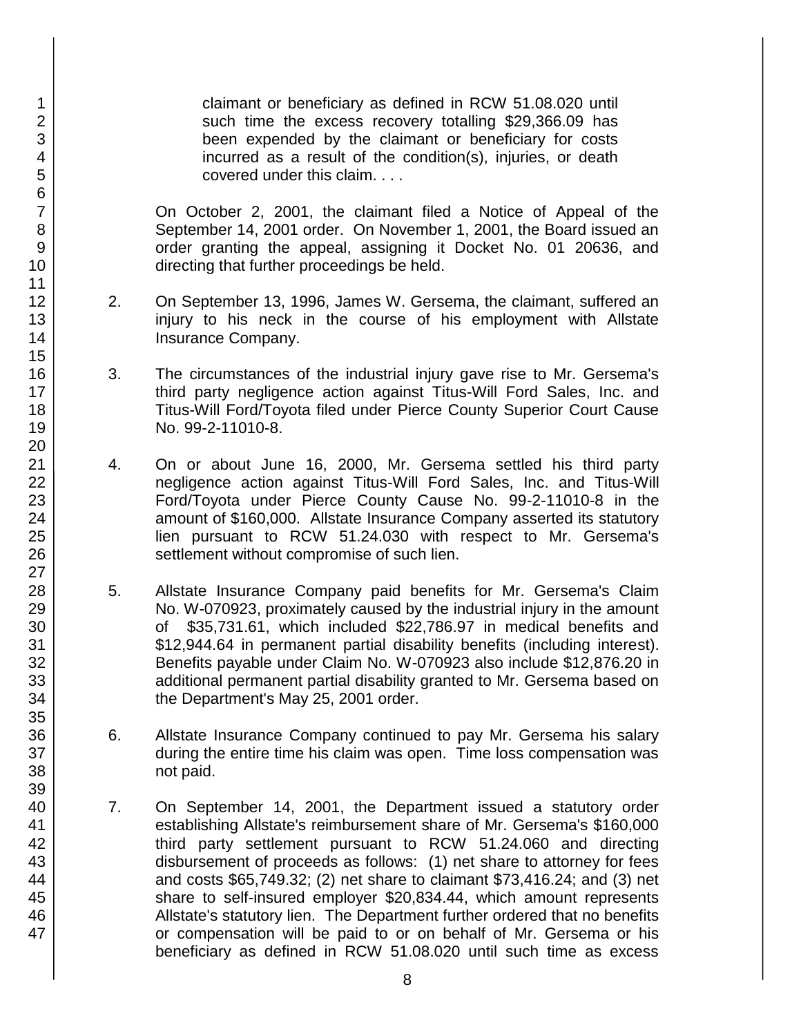claimant or beneficiary as defined in RCW 51.08.020 until such time the excess recovery totalling $29,366.09 has been expended by the claimant or beneficiary for costs incurred as a result of the condition(s), injuries, or death covered under this claim. . . .

On October 2, 2001, the claimant filed a Notice of Appeal of the September 14, 2001 order. On November 1, 2001, the Board issued an order granting the appeal, assigning it Docket No. 01 20636, and directing that further proceedings be held.

2. On September 13, 1996, James W. Gersema, the claimant, suffered an injury to his neck in the course of his employment with Allstate Insurance Company.

3. The circumstances of the industrial injury gave rise to Mr. Gersema's third party negligence action against Titus-Will Ford Sales, Inc. and Titus-Will Ford/Toyota filed under Pierce County Superior Court Cause No. 99-2-11010-8.

4. On or about June 16, 2000, Mr. Gersema settled his third party negligence action against Titus-Will Ford Sales, Inc. and Titus-Will Ford/Toyota under Pierce County Cause No. 99-2-11010-8 in the amount of $160,000. Allstate Insurance Company asserted its statutory lien pursuant to RCW 51.24.030 with respect to Mr. Gersema's settlement without compromise of such lien.

5. Allstate Insurance Company paid benefits for Mr. Gersema's Claim No. W-070923, proximately caused by the industrial injury in the amount of $35,731.61, which included $22,786.97 in medical benefits and $12,944.64 in permanent partial disability benefits (including interest). Benefits payable under Claim No. W-070923 also include $12,876.20 in additional permanent partial disability granted to Mr. Gersema based on the Department's May 25, 2001 order.

6. Allstate Insurance Company continued to pay Mr. Gersema his salary during the entire time his claim was open. Time loss compensation was not paid.

7. On September 14, 2001, the Department issued a statutory order establishing Allstate's reimbursement share of Mr. Gersema's $160,000 third party settlement pursuant to RCW 51.24.060 and directing disbursement of proceeds as follows: (1) net share to attorney for fees and costs $65,749.32; (2) net share to claimant $73,416.24; and (3) net share to self-insured employer $20,834.44, which amount represents Allstate's statutory lien. The Department further ordered that no benefits or compensation will be paid to or on behalf of Mr. Gersema or his beneficiary as defined in RCW 51.08.020 until such time as excess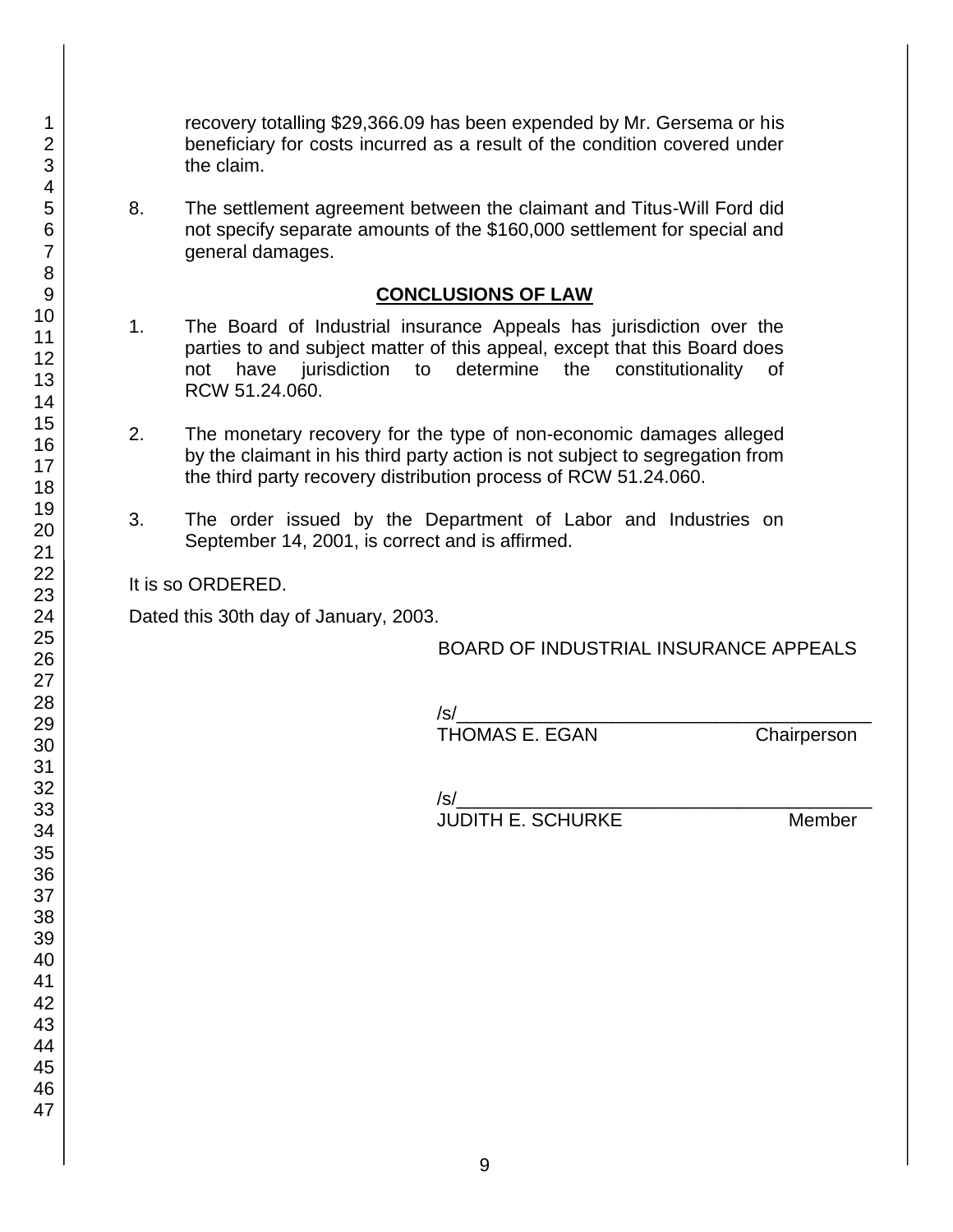recovery totalling $29,366.09 has been expended by Mr. Gersema or his beneficiary for costs incurred as a result of the condition covered under the claim.

8. The settlement agreement between the claimant and Titus-Will Ford did not specify separate amounts of the $160,000 settlement for special and general damages.

## CONCLUSIONS OF LAW

1. The Board of Industrial insurance Appeals has jurisdiction over the parties to and subject matter of this appeal, except that this Board does not have jurisdiction to determine the constitutionality of RCW 51.24.060.

2. The monetary recovery for the type of non-economic damages alleged by the claimant in his third party action is not subject to segregation from the third party recovery distribution process of RCW 51.24.060.

3. The order issued by the Department of Labor and Industries on September 14, 2001, is correct and is affirmed.

It is so ORDERED.

Dated this 30th day of January, 2003.

BOARD OF INDUSTRIAL INSURANCE APPEALS

/s/\_\_\_\_\_\_\_\_\_\_\_\_\_\_\_\_\_\_\_\_\_\_\_\_\_\_\_\_\_\_\_\_\_\_\_\_\_\_\_\_
THOMAS E. EGAN Chairperson

/s/\_\_\_\_\_\_\_\_\_\_\_\_\_\_\_\_\_\_\_\_\_\_\_\_\_\_\_\_\_\_\_\_\_\_\_\_\_\_\_\_
JUDITH E. SCHURKE Member